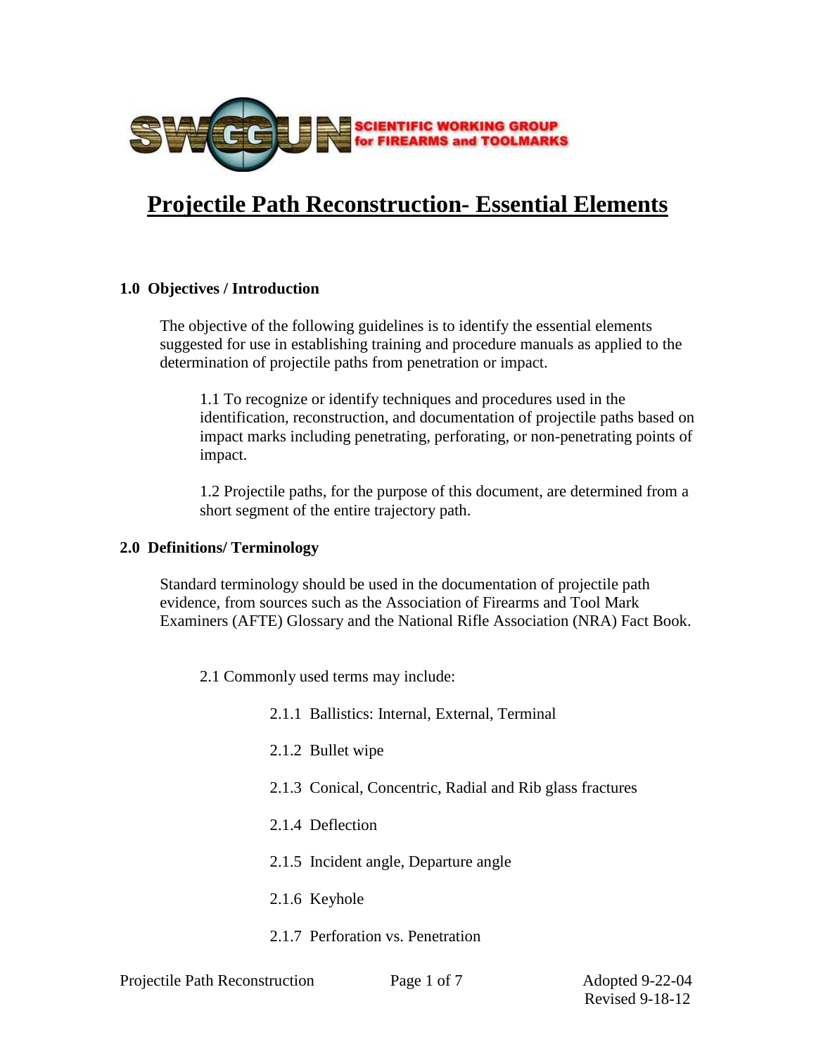SWGGUN SCIENTIFIC WORKING GROUP for FIREARMS and TOOLMARKS

# Projectile Path Reconstruction- Essential Elements

## 1.0 Objectives / Introduction

The objective of the following guidelines is to identify the essential elements suggested for use in establishing training and procedure manuals as applied to the determination of projectile paths from penetration or impact.

1.1 To recognize or identify techniques and procedures used in the identification, reconstruction, and documentation of projectile paths based on impact marks including penetrating, perforating, or non-penetrating points of impact.

1.2 Projectile paths, for the purpose of this document, are determined from a short segment of the entire trajectory path.

## 2.0 Definitions/ Terminology

Standard terminology should be used in the documentation of projectile path evidence, from sources such as the Association of Firearms and Tool Mark Examiners (AFTE) Glossary and the National Rifle Association (NRA) Fact Book.

2.1 Commonly used terms may include:

2.1.1 Ballistics: Internal, External, Terminal

2.1.2 Bullet wipe

2.1.3 Conical, Concentric, Radial and Rib glass fractures

2.1.4 Deflection

2.1.5 Incident angle, Departure angle

2.1.6 Keyhole

2.1.7 Perforation vs. Penetration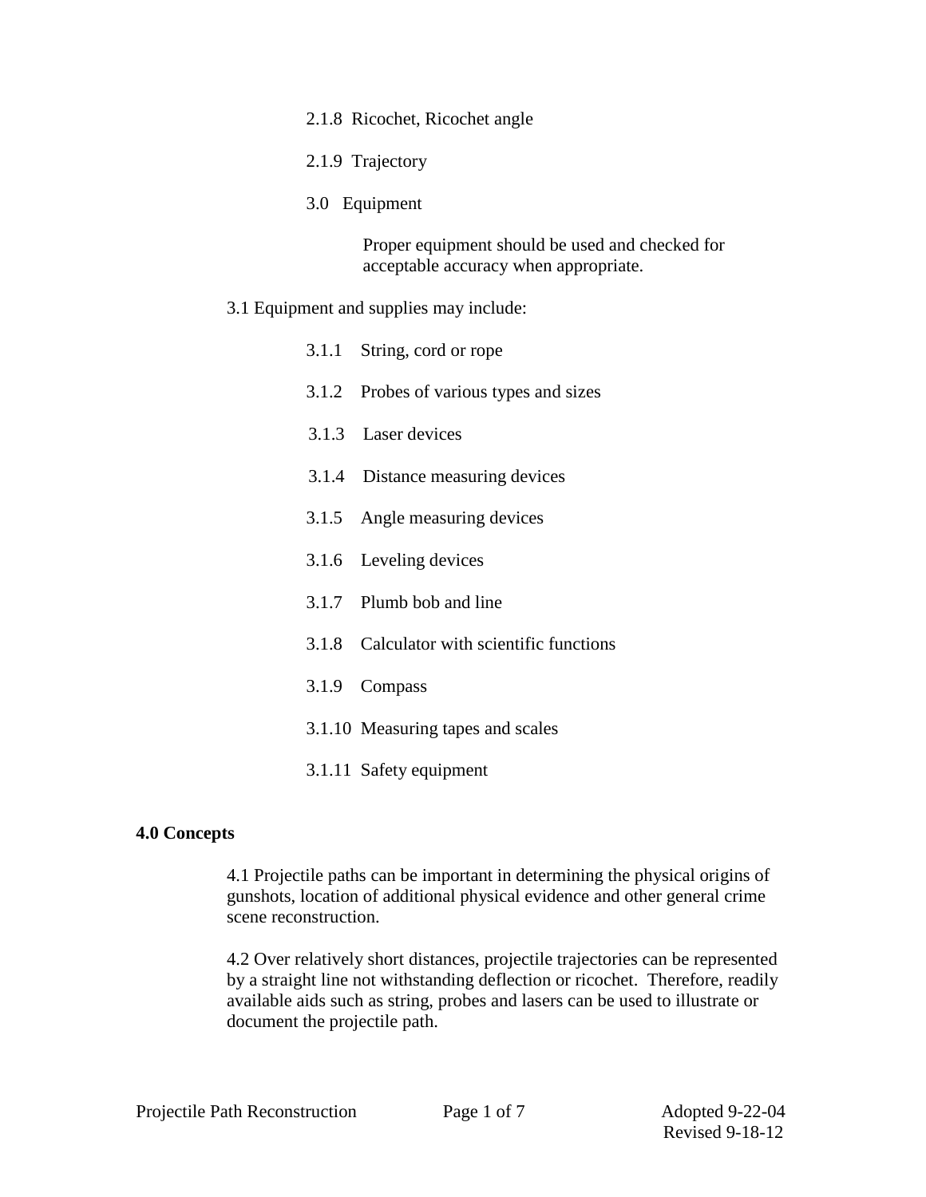2.1.8 Ricochet, Ricochet angle

2.1.9 Trajectory

3.0 Equipment

Proper equipment should be used and checked for acceptable accuracy when appropriate.

3.1 Equipment and supplies may include:

3.1.1 String, cord or rope

3.1.2 Probes of various types and sizes

3.1.3 Laser devices

3.1.4 Distance measuring devices

3.1.5 Angle measuring devices

3.1.6 Leveling devices

3.1.7 Plumb bob and line

3.1.8 Calculator with scientific functions

3.1.9 Compass

3.1.10 Measuring tapes and scales

3.1.11 Safety equipment

**4.0 Concepts**

4.1 Projectile paths can be important in determining the physical origins of gunshots, location of additional physical evidence and other general crime scene reconstruction.

4.2 Over relatively short distances, projectile trajectories can be represented by a straight line not withstanding deflection or ricochet. Therefore, readily available aids such as string, probes and lasers can be used to illustrate or document the projectile path.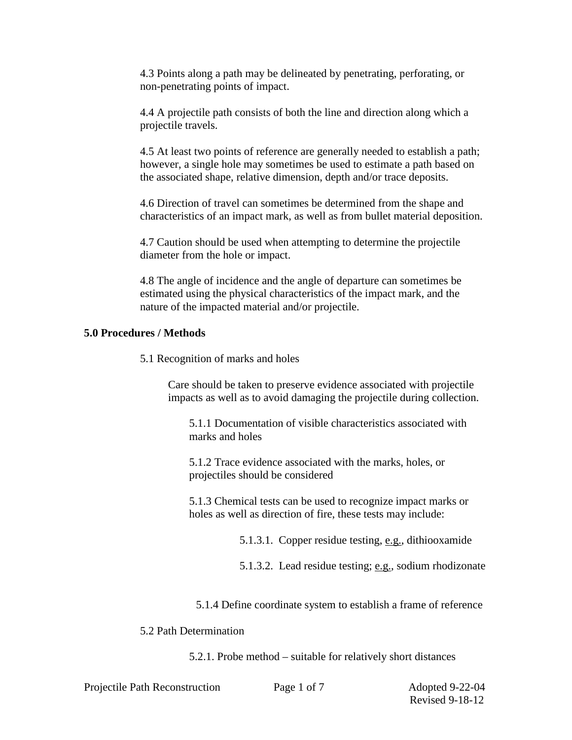4.3 Points along a path may be delineated by penetrating, perforating, or non-penetrating points of impact.

4.4 A projectile path consists of both the line and direction along which a projectile travels.

4.5 At least two points of reference are generally needed to establish a path; however, a single hole may sometimes be used to estimate a path based on the associated shape, relative dimension, depth and/or trace deposits.

4.6 Direction of travel can sometimes be determined from the shape and characteristics of an impact mark, as well as from bullet material deposition.

4.7 Caution should be used when attempting to determine the projectile diameter from the hole or impact.

4.8 The angle of incidence and the angle of departure can sometimes be estimated using the physical characteristics of the impact mark, and the nature of the impacted material and/or projectile.

**5.0 Procedures / Methods**

5.1 Recognition of marks and holes

Care should be taken to preserve evidence associated with projectile impacts as well as to avoid damaging the projectile during collection.

5.1.1 Documentation of visible characteristics associated with marks and holes

5.1.2 Trace evidence associated with the marks, holes, or projectiles should be considered

5.1.3 Chemical tests can be used to recognize impact marks or holes as well as direction of fire, these tests may include:

5.1.3.1. Copper residue testing, e.g., dithiooxamide

5.1.3.2. Lead residue testing; e.g., sodium rhodizonate

5.1.4 Define coordinate system to establish a frame of reference

5.2 Path Determination

5.2.1. Probe method – suitable for relatively short distances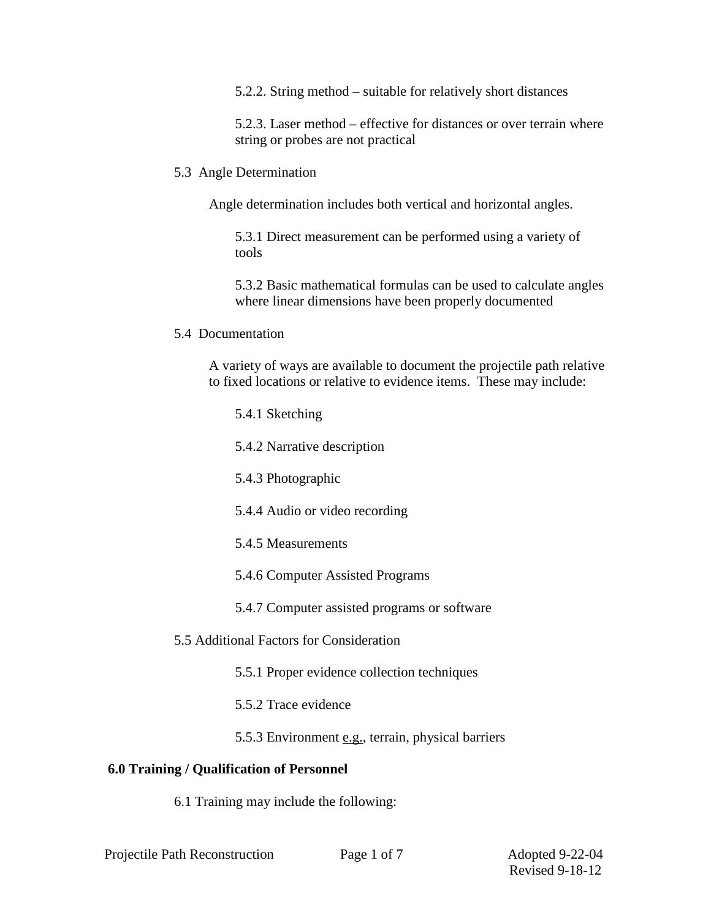5.2.2. String method – suitable for relatively short distances

5.2.3. Laser method – effective for distances or over terrain where string or probes are not practical

5.3 Angle Determination

Angle determination includes both vertical and horizontal angles.

5.3.1 Direct measurement can be performed using a variety of tools

5.3.2 Basic mathematical formulas can be used to calculate angles where linear dimensions have been properly documented

5.4 Documentation

A variety of ways are available to document the projectile path relative to fixed locations or relative to evidence items. These may include:

5.4.1 Sketching

5.4.2 Narrative description

5.4.3 Photographic

5.4.4 Audio or video recording

5.4.5 Measurements

5.4.6 Computer Assisted Programs

5.4.7 Computer assisted programs or software

5.5 Additional Factors for Consideration

5.5.1 Proper evidence collection techniques

5.5.2 Trace evidence

5.5.3 Environment e.g., terrain, physical barriers

**6.0 Training / Qualification of Personnel**

6.1 Training may include the following: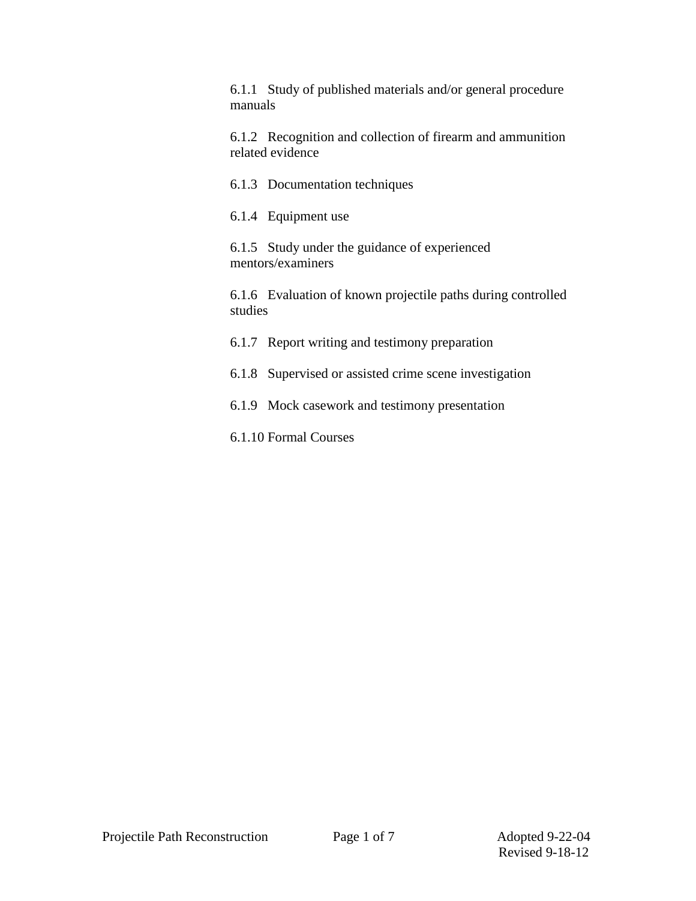6.1.1 Study of published materials and/or general procedure manuals

6.1.2 Recognition and collection of firearm and ammunition related evidence

6.1.3 Documentation techniques

6.1.4 Equipment use

6.1.5 Study under the guidance of experienced mentors/examiners

6.1.6 Evaluation of known projectile paths during controlled studies

6.1.7 Report writing and testimony preparation

6.1.8 Supervised or assisted crime scene investigation

6.1.9 Mock casework and testimony presentation

6.1.10 Formal Courses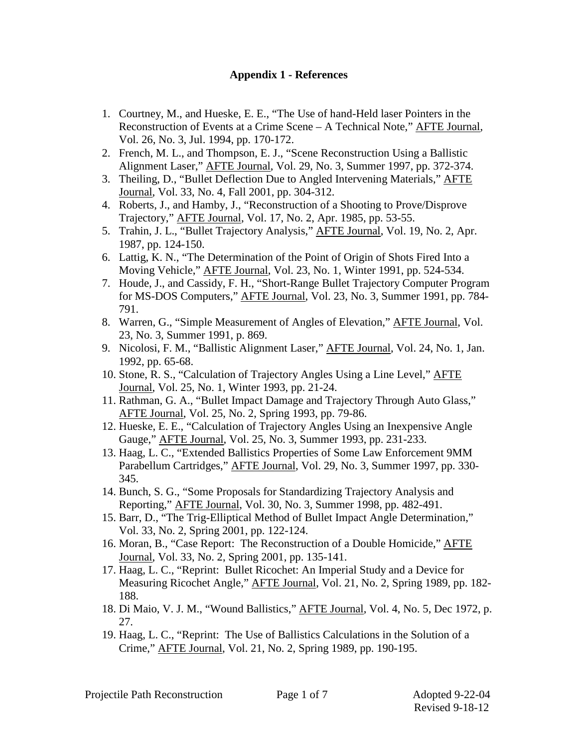## Appendix 1 - References

1. Courtney, M., and Hueske, E. E., "The Use of hand-Held laser Pointers in the Reconstruction of Events at a Crime Scene – A Technical Note," AFTE Journal, Vol. 26, No. 3, Jul. 1994, pp. 170-172.
2. French, M. L., and Thompson, E. J., "Scene Reconstruction Using a Ballistic Alignment Laser," AFTE Journal, Vol. 29, No. 3, Summer 1997, pp. 372-374.
3. Theiling, D., "Bullet Deflection Due to Angled Intervening Materials," AFTE Journal, Vol. 33, No. 4, Fall 2001, pp. 304-312.
4. Roberts, J., and Hamby, J., "Reconstruction of a Shooting to Prove/Disprove Trajectory," AFTE Journal, Vol. 17, No. 2, Apr. 1985, pp. 53-55.
5. Trahin, J. L., "Bullet Trajectory Analysis," AFTE Journal, Vol. 19, No. 2, Apr. 1987, pp. 124-150.
6. Lattig, K. N., "The Determination of the Point of Origin of Shots Fired Into a Moving Vehicle," AFTE Journal, Vol. 23, No. 1, Winter 1991, pp. 524-534.
7. Houde, J., and Cassidy, F. H., "Short-Range Bullet Trajectory Computer Program for MS-DOS Computers," AFTE Journal, Vol. 23, No. 3, Summer 1991, pp. 784-791.
8. Warren, G., "Simple Measurement of Angles of Elevation," AFTE Journal, Vol. 23, No. 3, Summer 1991, p. 869.
9. Nicolosi, F. M., "Ballistic Alignment Laser," AFTE Journal, Vol. 24, No. 1, Jan. 1992, pp. 65-68.
10. Stone, R. S., "Calculation of Trajectory Angles Using a Line Level," AFTE Journal, Vol. 25, No. 1, Winter 1993, pp. 21-24.
11. Rathman, G. A., "Bullet Impact Damage and Trajectory Through Auto Glass," AFTE Journal, Vol. 25, No. 2, Spring 1993, pp. 79-86.
12. Hueske, E. E., "Calculation of Trajectory Angles Using an Inexpensive Angle Gauge," AFTE Journal, Vol. 25, No. 3, Summer 1993, pp. 231-233.
13. Haag, L. C., "Extended Ballistics Properties of Some Law Enforcement 9MM Parabellum Cartridges," AFTE Journal, Vol. 29, No. 3, Summer 1997, pp. 330-345.
14. Bunch, S. G., "Some Proposals for Standardizing Trajectory Analysis and Reporting," AFTE Journal, Vol. 30, No. 3, Summer 1998, pp. 482-491.
15. Barr, D., "The Trig-Elliptical Method of Bullet Impact Angle Determination," Vol. 33, No. 2, Spring 2001, pp. 122-124.
16. Moran, B., "Case Report: The Reconstruction of a Double Homicide," AFTE Journal, Vol. 33, No. 2, Spring 2001, pp. 135-141.
17. Haag, L. C., "Reprint: Bullet Ricochet: An Imperial Study and a Device for Measuring Ricochet Angle," AFTE Journal, Vol. 21, No. 2, Spring 1989, pp. 182-188.
18. Di Maio, V. J. M., "Wound Ballistics," AFTE Journal, Vol. 4, No. 5, Dec 1972, p. 27.
19. Haag, L. C., "Reprint: The Use of Ballistics Calculations in the Solution of a Crime," AFTE Journal, Vol. 21, No. 2, Spring 1989, pp. 190-195.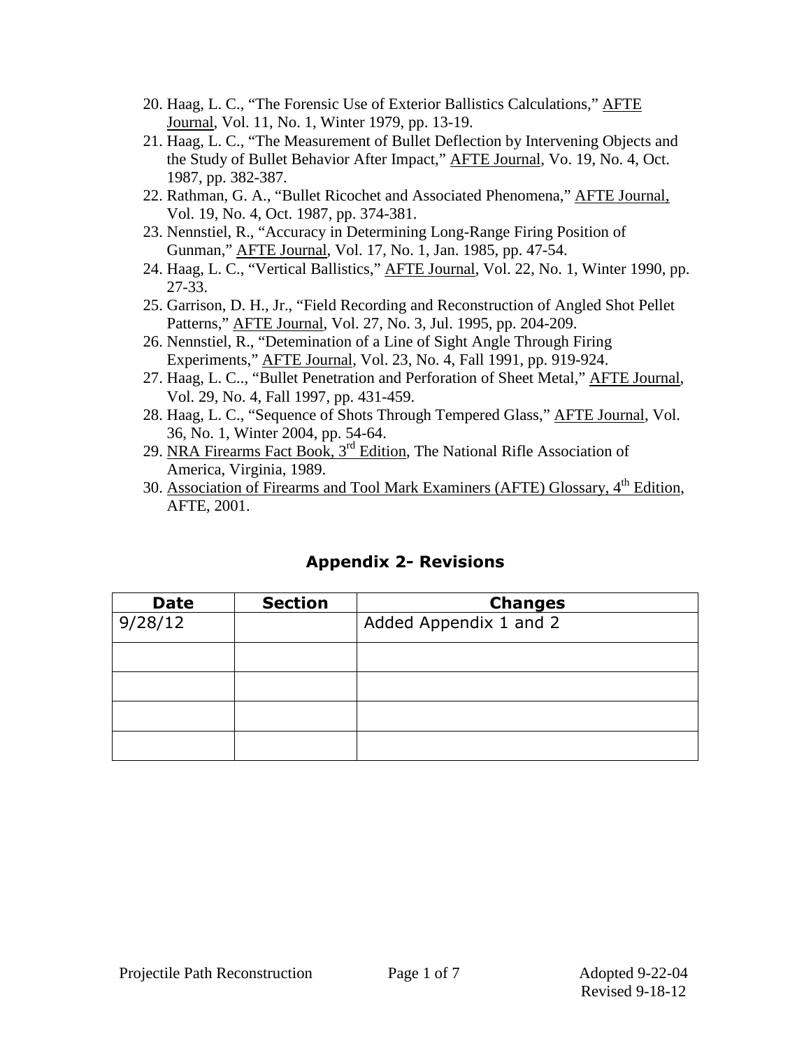20. Haag, L. C., "The Forensic Use of Exterior Ballistics Calculations," AFTE Journal, Vol. 11, No. 1, Winter 1979, pp. 13-19.
21. Haag, L. C., "The Measurement of Bullet Deflection by Intervening Objects and the Study of Bullet Behavior After Impact," AFTE Journal, Vo. 19, No. 4, Oct. 1987, pp. 382-387.
22. Rathman, G. A., "Bullet Ricochet and Associated Phenomena," AFTE Journal, Vol. 19, No. 4, Oct. 1987, pp. 374-381.
23. Nennstiel, R., "Accuracy in Determining Long-Range Firing Position of Gunman," AFTE Journal, Vol. 17, No. 1, Jan. 1985, pp. 47-54.
24. Haag, L. C., "Vertical Ballistics," AFTE Journal, Vol. 22, No. 1, Winter 1990, pp. 27-33.
25. Garrison, D. H., Jr., "Field Recording and Reconstruction of Angled Shot Pellet Patterns," AFTE Journal, Vol. 27, No. 3, Jul. 1995, pp. 204-209.
26. Nennstiel, R., "Detemination of a Line of Sight Angle Through Firing Experiments," AFTE Journal, Vol. 23, No. 4, Fall 1991, pp. 919-924.
27. Haag, L. C.., "Bullet Penetration and Perforation of Sheet Metal," AFTE Journal, Vol. 29, No. 4, Fall 1997, pp. 431-459.
28. Haag, L. C., "Sequence of Shots Through Tempered Glass," AFTE Journal, Vol. 36, No. 1, Winter 2004, pp. 54-64.
29. NRA Firearms Fact Book, 3rd Edition, The National Rifle Association of America, Virginia, 1989.
30. Association of Firearms and Tool Mark Examiners (AFTE) Glossary, 4th Edition, AFTE, 2001.

## Appendix 2- Revisions

| Date | Section | Changes |
|---|---|---|
| 9/28/12 | | Added Appendix 1 and 2 |
| | | |
| | | |
| | | |
| | | |